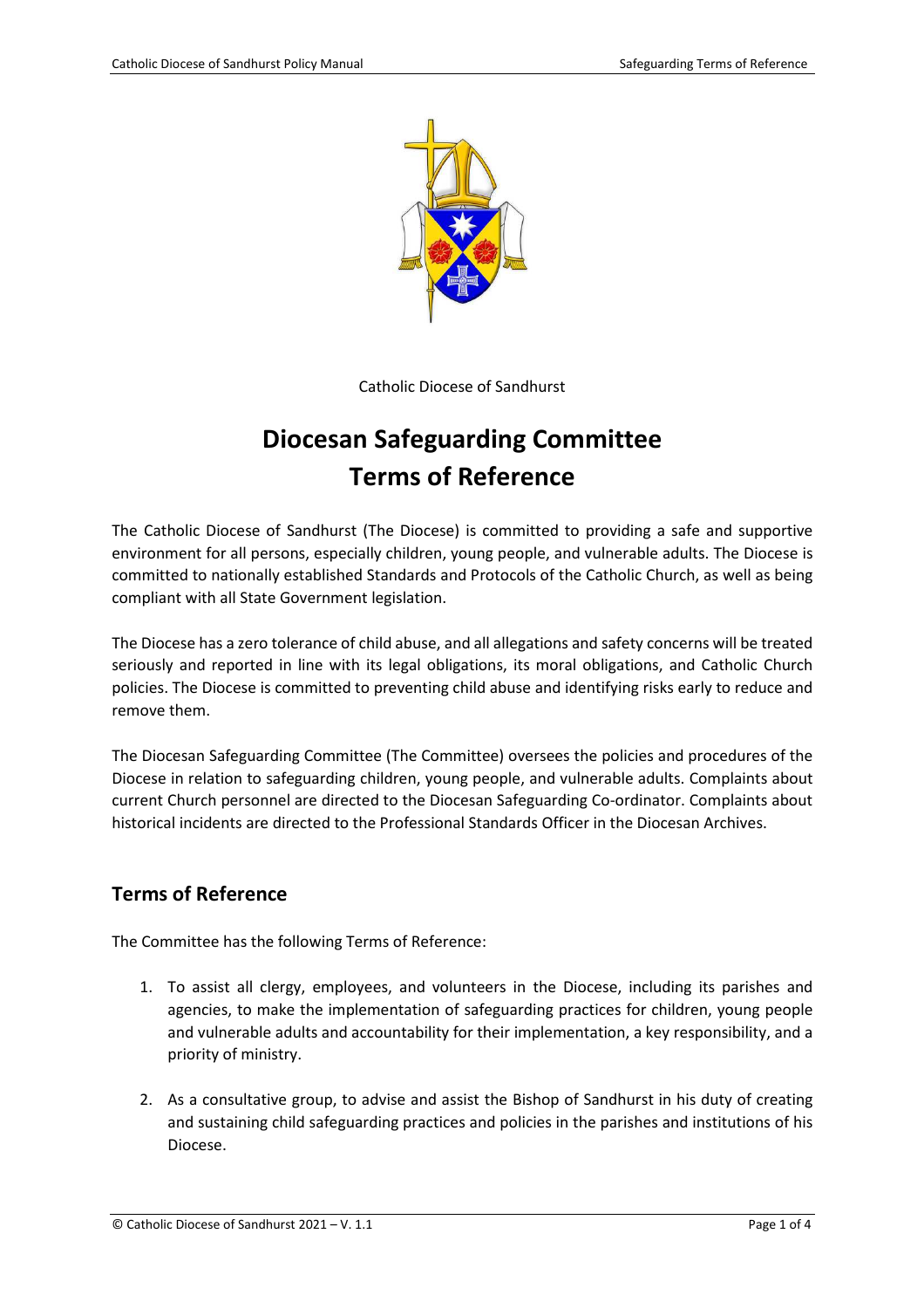Catholic Diocese of Sandhurst

# Diocesan Safeguarding Committee
# Terms of Reference

The Catholic Diocese of Sandhurst (The Diocese) is committed to providing a safe and supportive environment for all persons, especially children, young people, and vulnerable adults. The Diocese is committed to nationally established Standards and Protocols of the Catholic Church, as well as being compliant with all State Government legislation.

The Diocese has a zero tolerance of child abuse, and all allegations and safety concerns will be treated seriously and reported in line with its legal obligations, its moral obligations, and Catholic Church policies. The Diocese is committed to preventing child abuse and identifying risks early to reduce and remove them.

The Diocesan Safeguarding Committee (The Committee) oversees the policies and procedures of the Diocese in relation to safeguarding children, young people, and vulnerable adults. Complaints about current Church personnel are directed to the Diocesan Safeguarding Co-ordinator. Complaints about historical incidents are directed to the Professional Standards Officer in the Diocesan Archives.

## Terms of Reference

The Committee has the following Terms of Reference:

1. To assist all clergy, employees, and volunteers in the Diocese, including its parishes and agencies, to make the implementation of safeguarding practices for children, young people and vulnerable adults and accountability for their implementation, a key responsibility, and a priority of ministry.
2. As a consultative group, to advise and assist the Bishop of Sandhurst in his duty of creating and sustaining child safeguarding practices and policies in the parishes and institutions of his Diocese.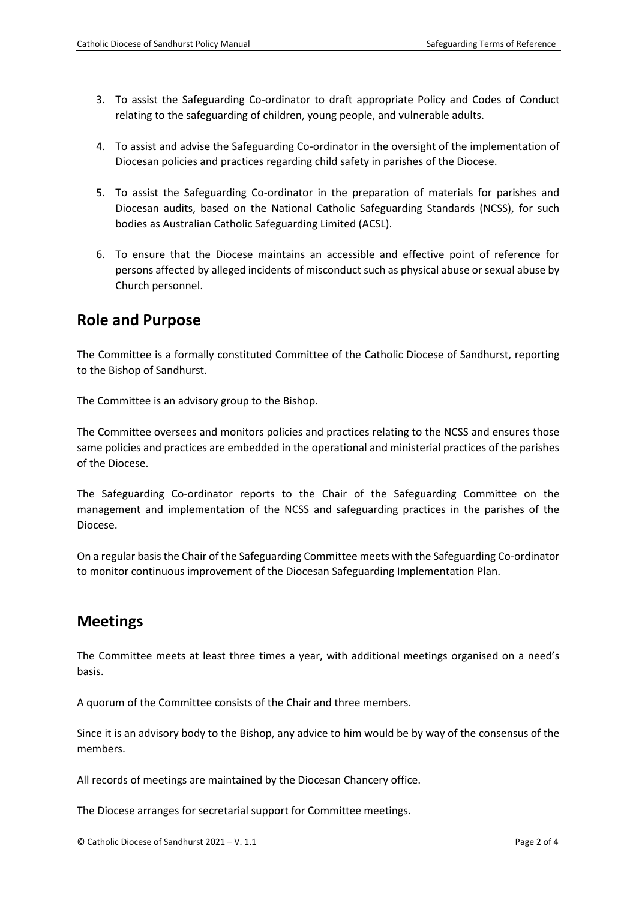3. To assist the Safeguarding Co-ordinator to draft appropriate Policy and Codes of Conduct relating to the safeguarding of children, young people, and vulnerable adults.

4. To assist and advise the Safeguarding Co-ordinator in the oversight of the implementation of Diocesan policies and practices regarding child safety in parishes of the Diocese.

5. To assist the Safeguarding Co-ordinator in the preparation of materials for parishes and Diocesan audits, based on the National Catholic Safeguarding Standards (NCSS), for such bodies as Australian Catholic Safeguarding Limited (ACSL).

6. To ensure that the Diocese maintains an accessible and effective point of reference for persons affected by alleged incidents of misconduct such as physical abuse or sexual abuse by Church personnel.

## Role and Purpose

The Committee is a formally constituted Committee of the Catholic Diocese of Sandhurst, reporting to the Bishop of Sandhurst.

The Committee is an advisory group to the Bishop.

The Committee oversees and monitors policies and practices relating to the NCSS and ensures those same policies and practices are embedded in the operational and ministerial practices of the parishes of the Diocese.

The Safeguarding Co-ordinator reports to the Chair of the Safeguarding Committee on the management and implementation of the NCSS and safeguarding practices in the parishes of the Diocese.

On a regular basis the Chair of the Safeguarding Committee meets with the Safeguarding Co-ordinator to monitor continuous improvement of the Diocesan Safeguarding Implementation Plan.

## Meetings

The Committee meets at least three times a year, with additional meetings organised on a need's basis.

A quorum of the Committee consists of the Chair and three members.

Since it is an advisory body to the Bishop, any advice to him would be by way of the consensus of the members.

All records of meetings are maintained by the Diocesan Chancery office.

The Diocese arranges for secretarial support for Committee meetings.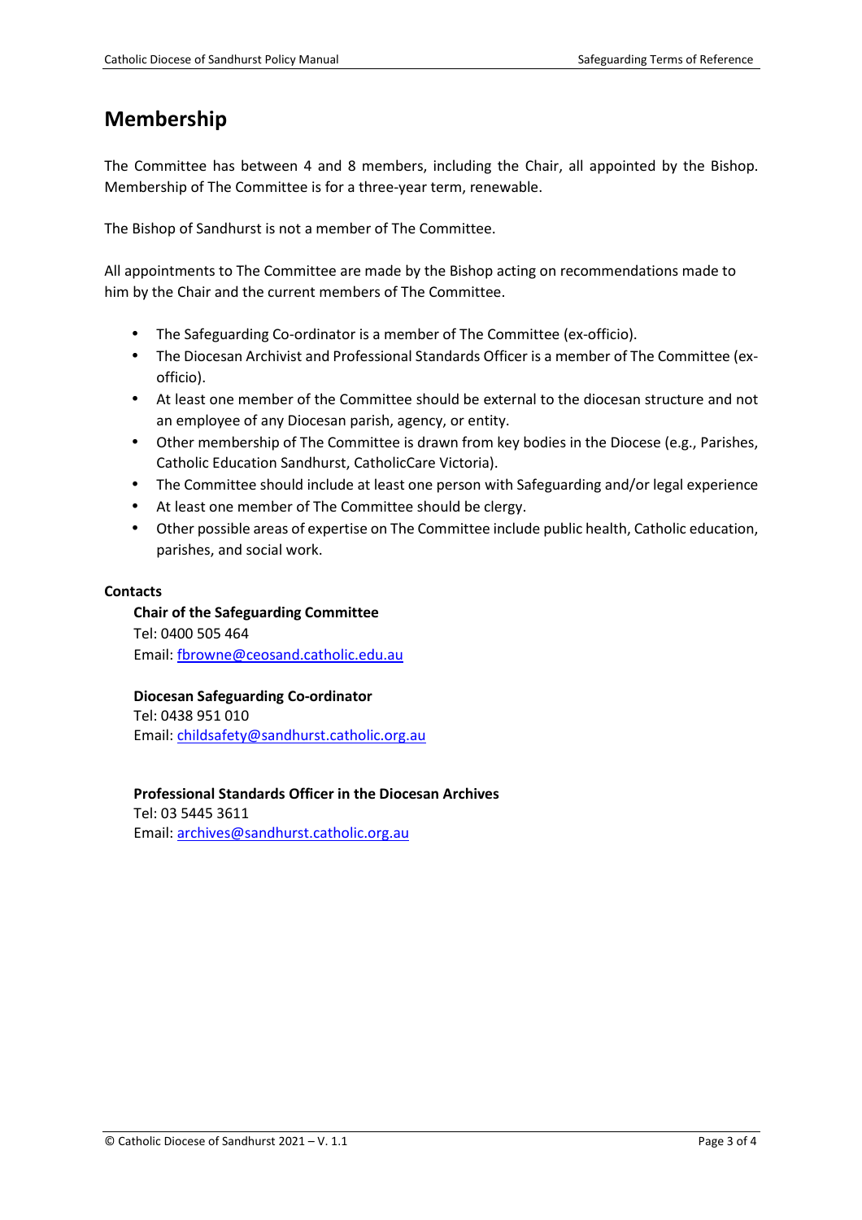## Membership

The Committee has between 4 and 8 members, including the Chair, all appointed by the Bishop. Membership of The Committee is for a three-year term, renewable.

The Bishop of Sandhurst is not a member of The Committee.

All appointments to The Committee are made by the Bishop acting on recommendations made to him by the Chair and the current members of The Committee.

- The Safeguarding Co-ordinator is a member of The Committee (ex-officio).
- The Diocesan Archivist and Professional Standards Officer is a member of The Committee (ex-officio).
- At least one member of the Committee should be external to the diocesan structure and not an employee of any Diocesan parish, agency, or entity.
- Other membership of The Committee is drawn from key bodies in the Diocese (e.g., Parishes, Catholic Education Sandhurst, CatholicCare Victoria).
- The Committee should include at least one person with Safeguarding and/or legal experience
- At least one member of The Committee should be clergy.
- Other possible areas of expertise on The Committee include public health, Catholic education, parishes, and social work.

**Contacts**

**Chair of the Safeguarding Committee**
Tel: 0400 505 464
Email: fbrowne@ceosand.catholic.edu.au

**Diocesan Safeguarding Co-ordinator**
Tel: 0438 951 010
Email: childsafety@sandhurst.catholic.org.au

**Professional Standards Officer in the Diocesan Archives**
Tel: 03 5445 3611
Email: archives@sandhurst.catholic.org.au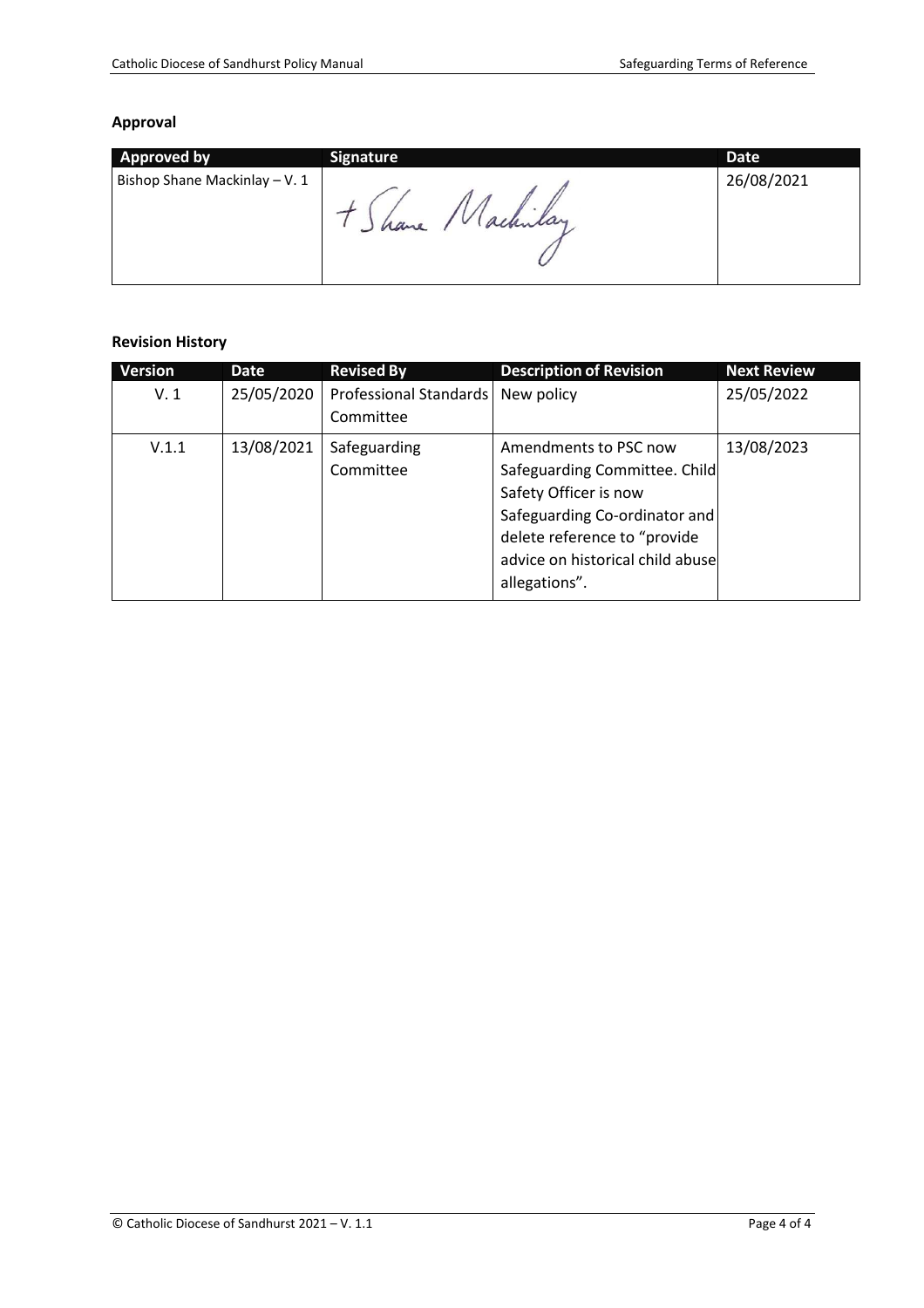**Approval**

| Approved by | Signature | Date |
|---|---|---|
| Bishop Shane Mackinlay – V. 1 | + Shane Mackinlay | 26/08/2021 |

**Revision History**

| Version | Date | Revised By | Description of Revision | Next Review |
|---|---|---|---|---|
| V. 1 | 25/05/2020 | Professional Standards Committee | New policy | 25/05/2022 |
| V.1.1 | 13/08/2021 | Safeguarding Committee | Amendments to PSC now Safeguarding Committee. Child Safety Officer is now Safeguarding Co-ordinator and delete reference to "provide advice on historical child abuse allegations". | 13/08/2023 |